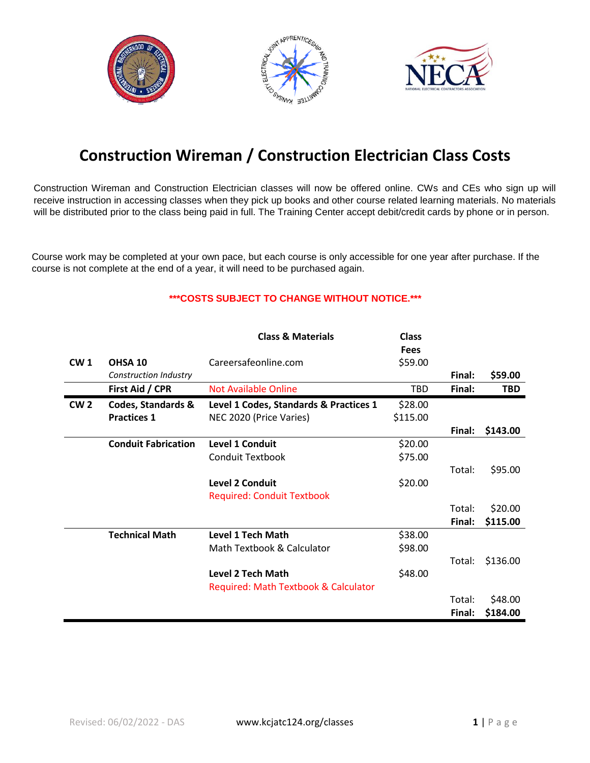# Construction Wireman / Construction Electrician Class Costs

Construction Wireman and Construction Electrician classes will now be offered online. CWs and CEs who sign up will receive instruction in accessing classes when they pick up books and other course related learning materials. No materials will be distributed prior to the class being paid in full. The Training Center accept debit/credit cards by phone or in person.

Course work may be completed at your own pace, but each course is only accessible for one year after purchase. If the course is not complete at the end of a year, it will need to be purchased again.

**\*\*\*COSTS SUBJECT TO CHANGE WITHOUT NOTICE.\*\*\***

| | | Class & Materials | Class Fees | | |
|---|---|---|---|---|---|
| **CW 1** | **OHSA 10** | Careersafeonline.com | $59.00 | | |
| | *Construction Industry* | | | **Final:** | **$59.00** |
| | **First Aid / CPR** | Not Available Online | TBD | **Final:** | **TBD** |
| **CW 2** | **Codes, Standards & Practices 1** | **Level 1 Codes, Standards & Practices 1** | $28.00 | | |
| | | NEC 2020 (Price Varies) | $115.00 | | |
| | | | | **Final:** | **$143.00** |
| | **Conduit Fabrication** | **Level 1 Conduit** | $20.00 | | |
| | | Conduit Textbook | $75.00 | | |
| | | | | Total: | $95.00 |
| | | **Level 2 Conduit** | $20.00 | | |
| | | Required: Conduit Textbook | | | |
| | | | | Total: | $20.00 |
| | | | | **Final:** | **$115.00** |
| | **Technical Math** | **Level 1 Tech Math** | $38.00 | | |
| | | Math Textbook & Calculator | $98.00 | | |
| | | | | Total: | $136.00 |
| | | **Level 2 Tech Math** | $48.00 | | |
| | | Required: Math Textbook & Calculator | | | |
| | | | | Total: | $48.00 |
| | | | | **Final:** | **$184.00** |

Revised: 06/02/2022 - DAS

www.kcjatc124.org/classes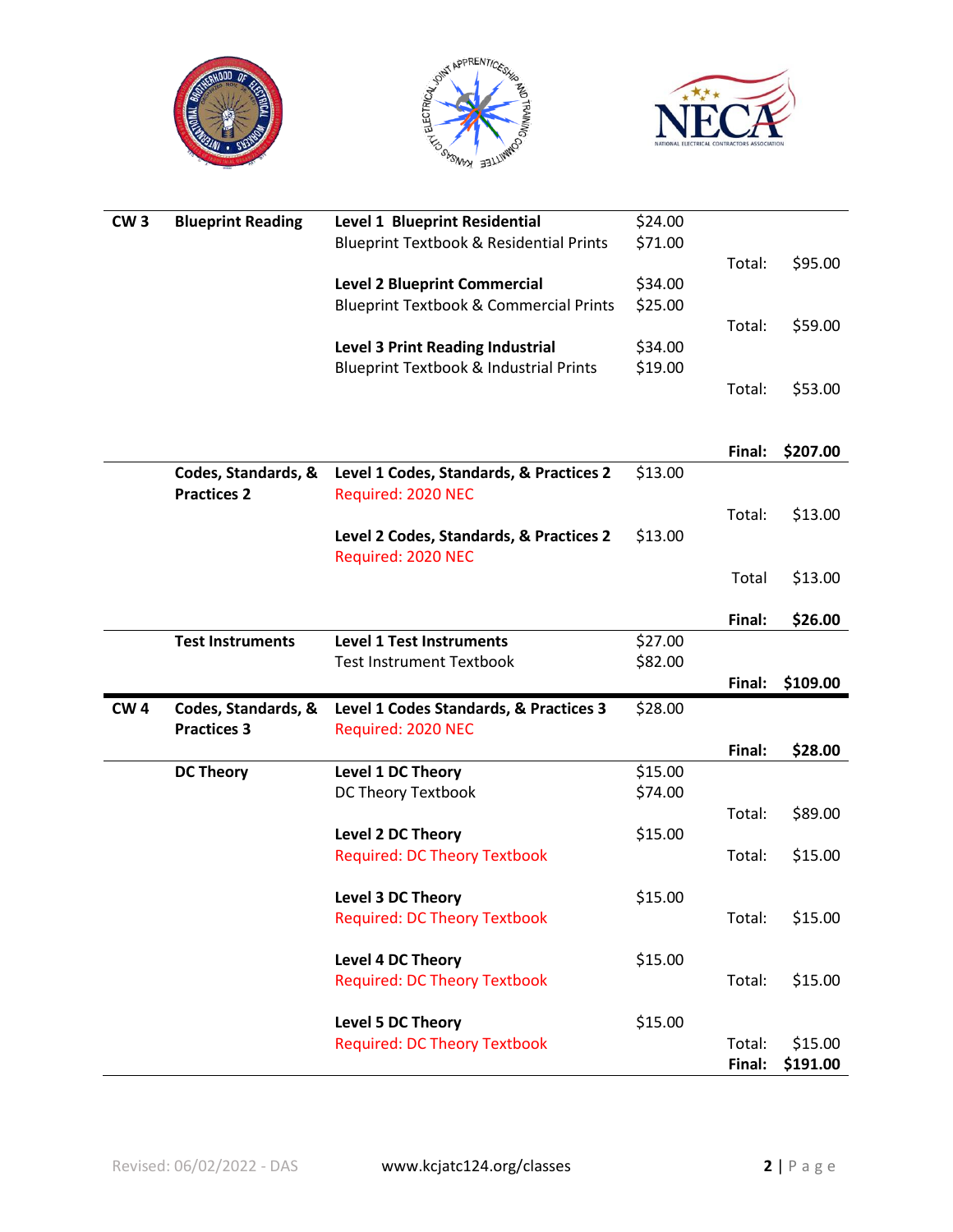| | | | | | |
|---|---|---|---|---|---|
| **CW 3** | **Blueprint Reading** | **Level 1 Blueprint Residential** | $24.00 | | |
| | | Blueprint Textbook & Residential Prints | $71.00 | | |
| | | | | Total: | $95.00 |
| | | **Level 2 Blueprint Commercial** | $34.00 | | |
| | | Blueprint Textbook & Commercial Prints | $25.00 | | |
| | | | | Total: | $59.00 |
| | | **Level 3 Print Reading Industrial** | $34.00 | | |
| | | Blueprint Textbook & Industrial Prints | $19.00 | | |
| | | | | Total: | $53.00 |
| | | | | **Final:** | **$207.00** |
| | **Codes, Standards, & Practices 2** | **Level 1 Codes, Standards, & Practices 2** | $13.00 | | |
| | | Required: 2020 NEC | | | |
| | | | | Total: | $13.00 |
| | | **Level 2 Codes, Standards, & Practices 2** | $13.00 | | |
| | | Required: 2020 NEC | | | |
| | | | | Total | $13.00 |
| | | | | **Final:** | **$26.00** |
| | **Test Instruments** | **Level 1 Test Instruments** | $27.00 | | |
| | | Test Instrument Textbook | $82.00 | | |
| | | | | **Final:** | **$109.00** |
| **CW 4** | **Codes, Standards, & Practices 3** | **Level 1 Codes Standards, & Practices 3** | $28.00 | | |
| | | Required: 2020 NEC | | | |
| | | | | **Final:** | **$28.00** |
| | **DC Theory** | **Level 1 DC Theory** | $15.00 | | |
| | | DC Theory Textbook | $74.00 | | |
| | | | | Total: | $89.00 |
| | | **Level 2 DC Theory** | $15.00 | | |
| | | Required: DC Theory Textbook | | Total: | $15.00 |
| | | **Level 3 DC Theory** | $15.00 | | |
| | | Required: DC Theory Textbook | | Total: | $15.00 |
| | | **Level 4 DC Theory** | $15.00 | | |
| | | Required: DC Theory Textbook | | Total: | $15.00 |
| | | **Level 5 DC Theory** | $15.00 | | |
| | | Required: DC Theory Textbook | | Total: | $15.00 |
| | | | | **Final:** | **$191.00** |

Revised: 06/02/2022 - DAS www.kcjatc124.org/classes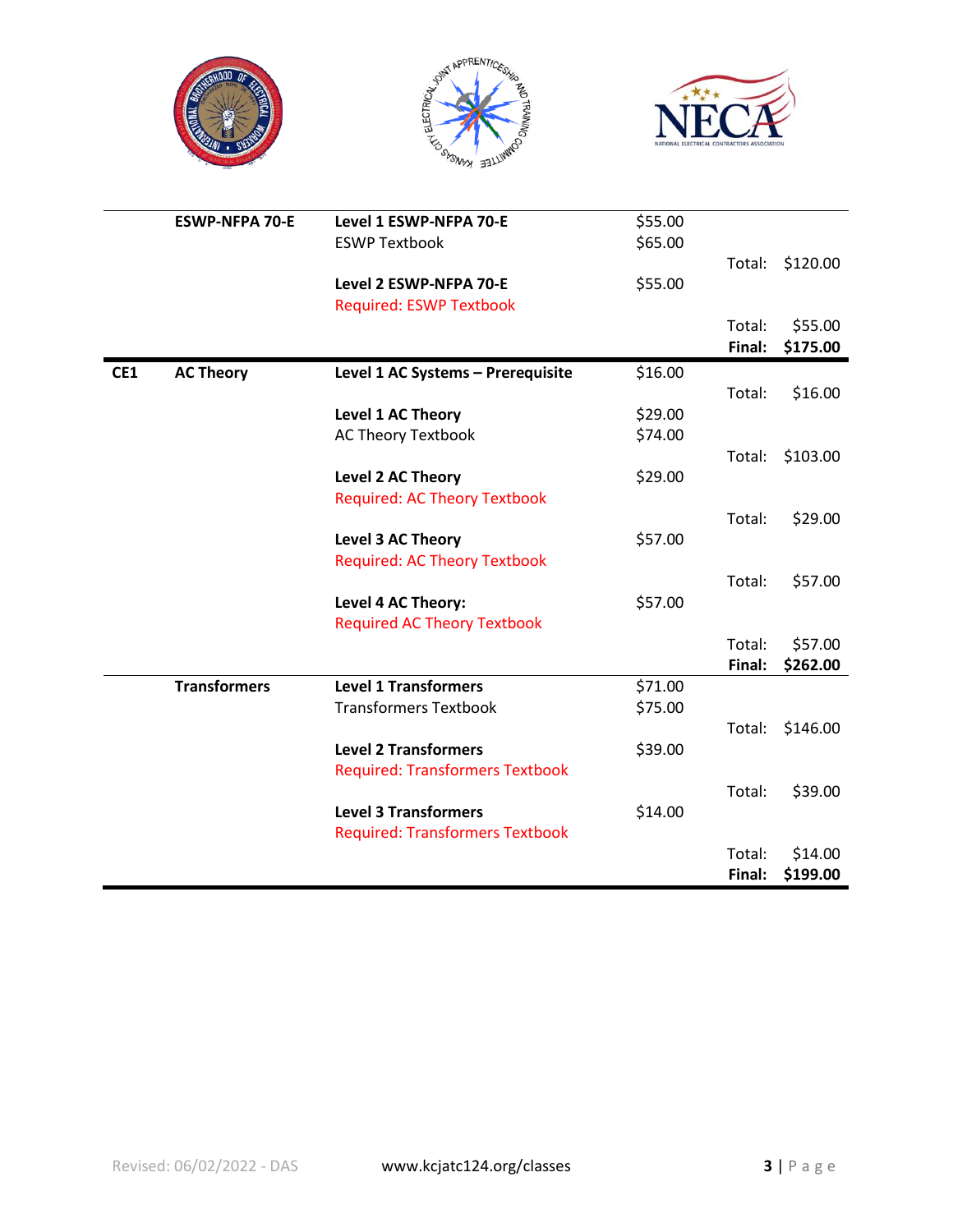| | | | | | |
|---|---|---|---|---|---|
| | **ESWP-NFPA 70-E** | **Level 1 ESWP-NFPA 70-E** | $55.00 | | |
| | | ESWP Textbook | $65.00 | | |
| | | | | Total: | $120.00 |
| | | **Level 2 ESWP-NFPA 70-E** | $55.00 | | |
| | | Required: ESWP Textbook | | | |
| | | | | Total: | $55.00 |
| | | | | **Final:** | **$175.00** |
| **CE1** | **AC Theory** | **Level 1 AC Systems – Prerequisite** | $16.00 | | |
| | | | | Total: | $16.00 |
| | | **Level 1 AC Theory** | $29.00 | | |
| | | AC Theory Textbook | $74.00 | | |
| | | | | Total: | $103.00 |
| | | **Level 2 AC Theory** | $29.00 | | |
| | | Required: AC Theory Textbook | | | |
| | | | | Total: | $29.00 |
| | | **Level 3 AC Theory** | $57.00 | | |
| | | Required: AC Theory Textbook | | | |
| | | | | Total: | $57.00 |
| | | **Level 4 AC Theory:** | $57.00 | | |
| | | Required AC Theory Textbook | | | |
| | | | | Total: | $57.00 |
| | | | | **Final:** | **$262.00** |
| | **Transformers** | **Level 1 Transformers** | $71.00 | | |
| | | Transformers Textbook | $75.00 | | |
| | | | | Total: | $146.00 |
| | | **Level 2 Transformers** | $39.00 | | |
| | | Required: Transformers Textbook | | | |
| | | | | Total: | $39.00 |
| | | **Level 3 Transformers** | $14.00 | | |
| | | Required: Transformers Textbook | | | |
| | | | | Total: | $14.00 |
| | | | | **Final:** | **$199.00** |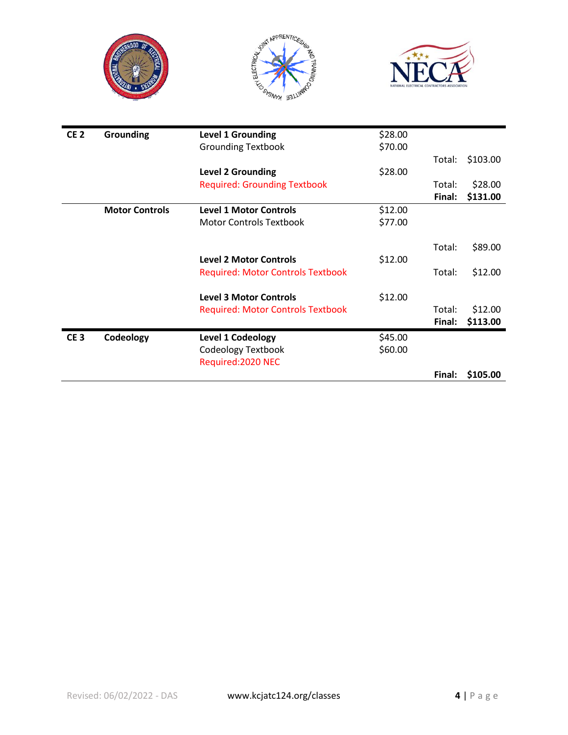| | | | | | |
|---|---|---|---|---|---|
| **CE 2** | **Grounding** | **Level 1 Grounding** | $28.00 | | |
| | | Grounding Textbook | $70.00 | | |
| | | | | Total: | $103.00 |
| | | **Level 2 Grounding** | $28.00 | | |
| | | Required: Grounding Textbook | | Total: | $28.00 |
| | | | | **Final:** | **$131.00** |
| | **Motor Controls** | **Level 1 Motor Controls** | $12.00 | | |
| | | Motor Controls Textbook | $77.00 | | |
| | | | | Total: | $89.00 |
| | | **Level 2 Motor Controls** | $12.00 | | |
| | | Required: Motor Controls Textbook | | Total: | $12.00 |
| | | **Level 3 Motor Controls** | $12.00 | | |
| | | Required: Motor Controls Textbook | | Total: | $12.00 |
| | | | | **Final:** | **$113.00** |
| **CE 3** | **Codeology** | **Level 1 Codeology** | $45.00 | | |
| | | Codeology Textbook | $60.00 | | |
| | | Required:2020 NEC | | | |
| | | | | **Final:** | **$105.00** |

Revised: 06/02/2022 - DAS

www.kcjatc124.org/classes